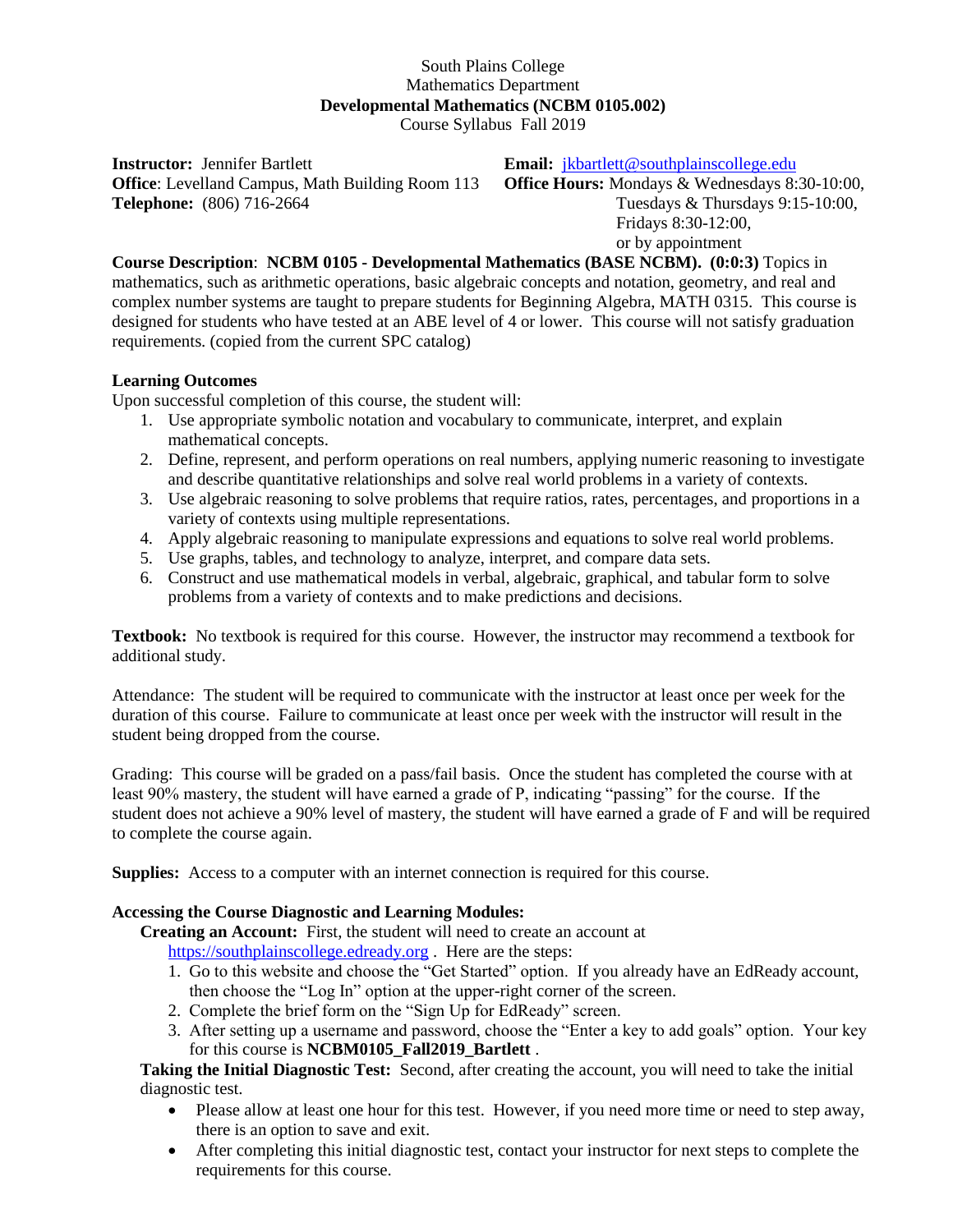South Plains College
Mathematics Department
**Developmental Mathematics (NCBM 0105.002)**
Course Syllabus Fall 2019

**Instructor:** Jennifer Bartlett
**Office**: Levelland Campus, Math Building Room 113
**Telephone:** (806) 716-2664
**Email:** jkbartlett@southplainscollege.edu
**Office Hours:** Mondays & Wednesdays 8:30-10:00,
Tuesdays & Thursdays 9:15-10:00,
Fridays 8:30-12:00,
or by appointment

**Course Description**: **NCBM 0105 - Developmental Mathematics (BASE NCBM). (0:0:3)** Topics in mathematics, such as arithmetic operations, basic algebraic concepts and notation, geometry, and real and complex number systems are taught to prepare students for Beginning Algebra, MATH 0315. This course is designed for students who have tested at an ABE level of 4 or lower. This course will not satisfy graduation requirements. (copied from the current SPC catalog)

**Learning Outcomes**
Upon successful completion of this course, the student will:

1. Use appropriate symbolic notation and vocabulary to communicate, interpret, and explain mathematical concepts.
2. Define, represent, and perform operations on real numbers, applying numeric reasoning to investigate and describe quantitative relationships and solve real world problems in a variety of contexts.
3. Use algebraic reasoning to solve problems that require ratios, rates, percentages, and proportions in a variety of contexts using multiple representations.
4. Apply algebraic reasoning to manipulate expressions and equations to solve real world problems.
5. Use graphs, tables, and technology to analyze, interpret, and compare data sets.
6. Construct and use mathematical models in verbal, algebraic, graphical, and tabular form to solve problems from a variety of contexts and to make predictions and decisions.

**Textbook:** No textbook is required for this course. However, the instructor may recommend a textbook for additional study.

Attendance: The student will be required to communicate with the instructor at least once per week for the duration of this course. Failure to communicate at least once per week with the instructor will result in the student being dropped from the course.

Grading: This course will be graded on a pass/fail basis. Once the student has completed the course with at least 90% mastery, the student will have earned a grade of P, indicating "passing" for the course. If the student does not achieve a 90% level of mastery, the student will have earned a grade of F and will be required to complete the course again.

**Supplies:** Access to a computer with an internet connection is required for this course.

**Accessing the Course Diagnostic and Learning Modules:**

**Creating an Account:** First, the student will need to create an account at https://southplainscollege.edready.org . Here are the steps:

1. Go to this website and choose the "Get Started" option. If you already have an EdReady account, then choose the "Log In" option at the upper-right corner of the screen.
2. Complete the brief form on the "Sign Up for EdReady" screen.
3. After setting up a username and password, choose the "Enter a key to add goals" option. Your key for this course is **NCBM0105_Fall2019_Bartlett** .

**Taking the Initial Diagnostic Test:** Second, after creating the account, you will need to take the initial diagnostic test.

- Please allow at least one hour for this test. However, if you need more time or need to step away, there is an option to save and exit.
- After completing this initial diagnostic test, contact your instructor for next steps to complete the requirements for this course.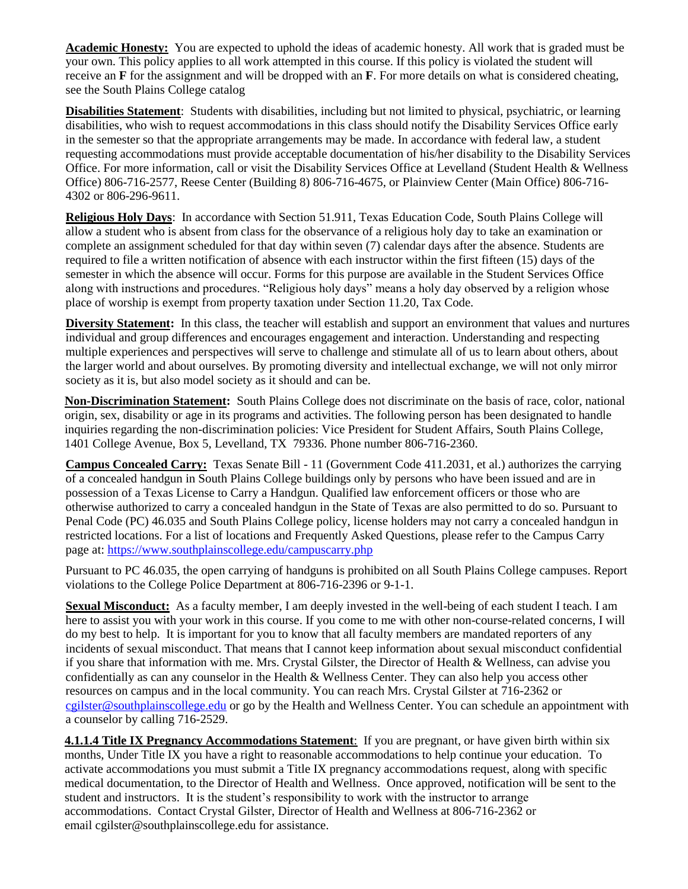**Academic Honesty:** You are expected to uphold the ideas of academic honesty. All work that is graded must be your own. This policy applies to all work attempted in this course. If this policy is violated the student will receive an **F** for the assignment and will be dropped with an **F**. For more details on what is considered cheating, see the South Plains College catalog

**Disabilities Statement**: Students with disabilities, including but not limited to physical, psychiatric, or learning disabilities, who wish to request accommodations in this class should notify the Disability Services Office early in the semester so that the appropriate arrangements may be made. In accordance with federal law, a student requesting accommodations must provide acceptable documentation of his/her disability to the Disability Services Office. For more information, call or visit the Disability Services Office at Levelland (Student Health & Wellness Office) 806-716-2577, Reese Center (Building 8) 806-716-4675, or Plainview Center (Main Office) 806-716-4302 or 806-296-9611.

**Religious Holy Days**: In accordance with Section 51.911, Texas Education Code, South Plains College will allow a student who is absent from class for the observance of a religious holy day to take an examination or complete an assignment scheduled for that day within seven (7) calendar days after the absence. Students are required to file a written notification of absence with each instructor within the first fifteen (15) days of the semester in which the absence will occur. Forms for this purpose are available in the Student Services Office along with instructions and procedures. "Religious holy days" means a holy day observed by a religion whose place of worship is exempt from property taxation under Section 11.20, Tax Code.

**Diversity Statement:** In this class, the teacher will establish and support an environment that values and nurtures individual and group differences and encourages engagement and interaction. Understanding and respecting multiple experiences and perspectives will serve to challenge and stimulate all of us to learn about others, about the larger world and about ourselves. By promoting diversity and intellectual exchange, we will not only mirror society as it is, but also model society as it should and can be.

**Non-Discrimination Statement:** South Plains College does not discriminate on the basis of race, color, national origin, sex, disability or age in its programs and activities. The following person has been designated to handle inquiries regarding the non-discrimination policies: Vice President for Student Affairs, South Plains College, 1401 College Avenue, Box 5, Levelland, TX 79336. Phone number 806-716-2360.

**Campus Concealed Carry:** Texas Senate Bill - 11 (Government Code 411.2031, et al.) authorizes the carrying of a concealed handgun in South Plains College buildings only by persons who have been issued and are in possession of a Texas License to Carry a Handgun. Qualified law enforcement officers or those who are otherwise authorized to carry a concealed handgun in the State of Texas are also permitted to do so. Pursuant to Penal Code (PC) 46.035 and South Plains College policy, license holders may not carry a concealed handgun in restricted locations. For a list of locations and Frequently Asked Questions, please refer to the Campus Carry page at: https://www.southplainscollege.edu/campuscarry.php

Pursuant to PC 46.035, the open carrying of handguns is prohibited on all South Plains College campuses. Report violations to the College Police Department at 806-716-2396 or 9-1-1.

**Sexual Misconduct:** As a faculty member, I am deeply invested in the well-being of each student I teach. I am here to assist you with your work in this course. If you come to me with other non-course-related concerns, I will do my best to help. It is important for you to know that all faculty members are mandated reporters of any incidents of sexual misconduct. That means that I cannot keep information about sexual misconduct confidential if you share that information with me. Mrs. Crystal Gilster, the Director of Health & Wellness, can advise you confidentially as can any counselor in the Health & Wellness Center. They can also help you access other resources on campus and in the local community. You can reach Mrs. Crystal Gilster at 716-2362 or cgilster@southplainscollege.edu or go by the Health and Wellness Center. You can schedule an appointment with a counselor by calling 716-2529.

**4.1.1.4 Title IX Pregnancy Accommodations Statement**: If you are pregnant, or have given birth within six months, Under Title IX you have a right to reasonable accommodations to help continue your education. To activate accommodations you must submit a Title IX pregnancy accommodations request, along with specific medical documentation, to the Director of Health and Wellness. Once approved, notification will be sent to the student and instructors. It is the student's responsibility to work with the instructor to arrange accommodations. Contact Crystal Gilster, Director of Health and Wellness at 806-716-2362 or email cgilster@southplainscollege.edu for assistance.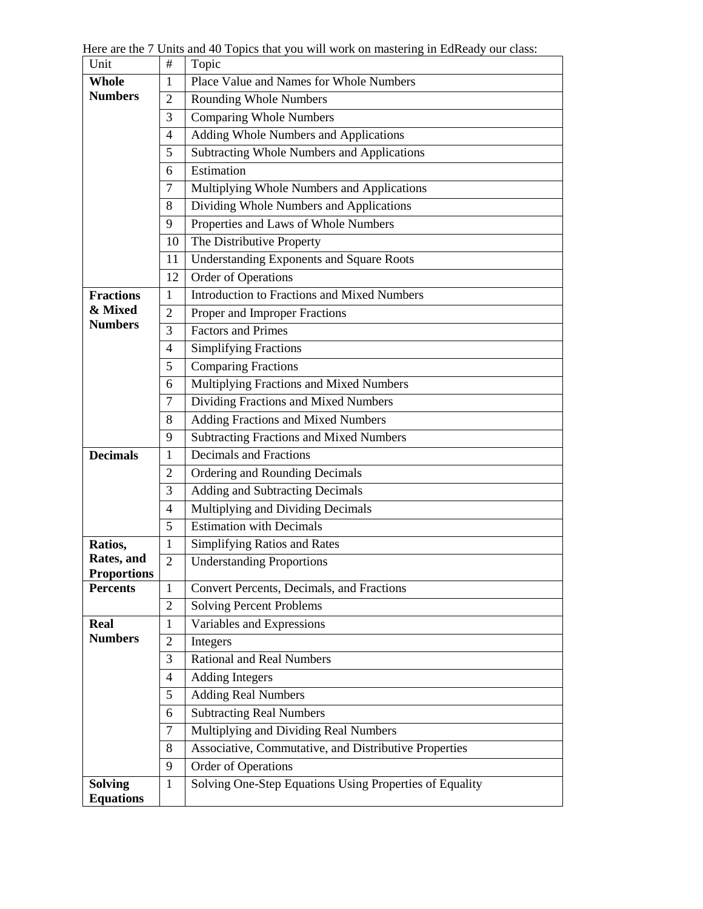Here are the 7 Units and 40 Topics that you will work on mastering in EdReady our class:

| Unit | # | Topic |
|---|---|---|
| **Whole Numbers** | 1 | Place Value and Names for Whole Numbers |
| | 2 | Rounding Whole Numbers |
| | 3 | Comparing Whole Numbers |
| | 4 | Adding Whole Numbers and Applications |
| | 5 | Subtracting Whole Numbers and Applications |
| | 6 | Estimation |
| | 7 | Multiplying Whole Numbers and Applications |
| | 8 | Dividing Whole Numbers and Applications |
| | 9 | Properties and Laws of Whole Numbers |
| | 10 | The Distributive Property |
| | 11 | Understanding Exponents and Square Roots |
| | 12 | Order of Operations |
| **Fractions & Mixed Numbers** | 1 | Introduction to Fractions and Mixed Numbers |
| | 2 | Proper and Improper Fractions |
| | 3 | Factors and Primes |
| | 4 | Simplifying Fractions |
| | 5 | Comparing Fractions |
| | 6 | Multiplying Fractions and Mixed Numbers |
| | 7 | Dividing Fractions and Mixed Numbers |
| | 8 | Adding Fractions and Mixed Numbers |
| | 9 | Subtracting Fractions and Mixed Numbers |
| **Decimals** | 1 | Decimals and Fractions |
| | 2 | Ordering and Rounding Decimals |
| | 3 | Adding and Subtracting Decimals |
| | 4 | Multiplying and Dividing Decimals |
| | 5 | Estimation with Decimals |
| **Ratios, Rates, and Proportions** | 1 | Simplifying Ratios and Rates |
| | 2 | Understanding Proportions |
| **Percents** | 1 | Convert Percents, Decimals, and Fractions |
| | 2 | Solving Percent Problems |
| **Real Numbers** | 1 | Variables and Expressions |
| | 2 | Integers |
| | 3 | Rational and Real Numbers |
| | 4 | Adding Integers |
| | 5 | Adding Real Numbers |
| | 6 | Subtracting Real Numbers |
| | 7 | Multiplying and Dividing Real Numbers |
| | 8 | Associative, Commutative, and Distributive Properties |
| | 9 | Order of Operations |
| **Solving Equations** | 1 | Solving One-Step Equations Using Properties of Equality |